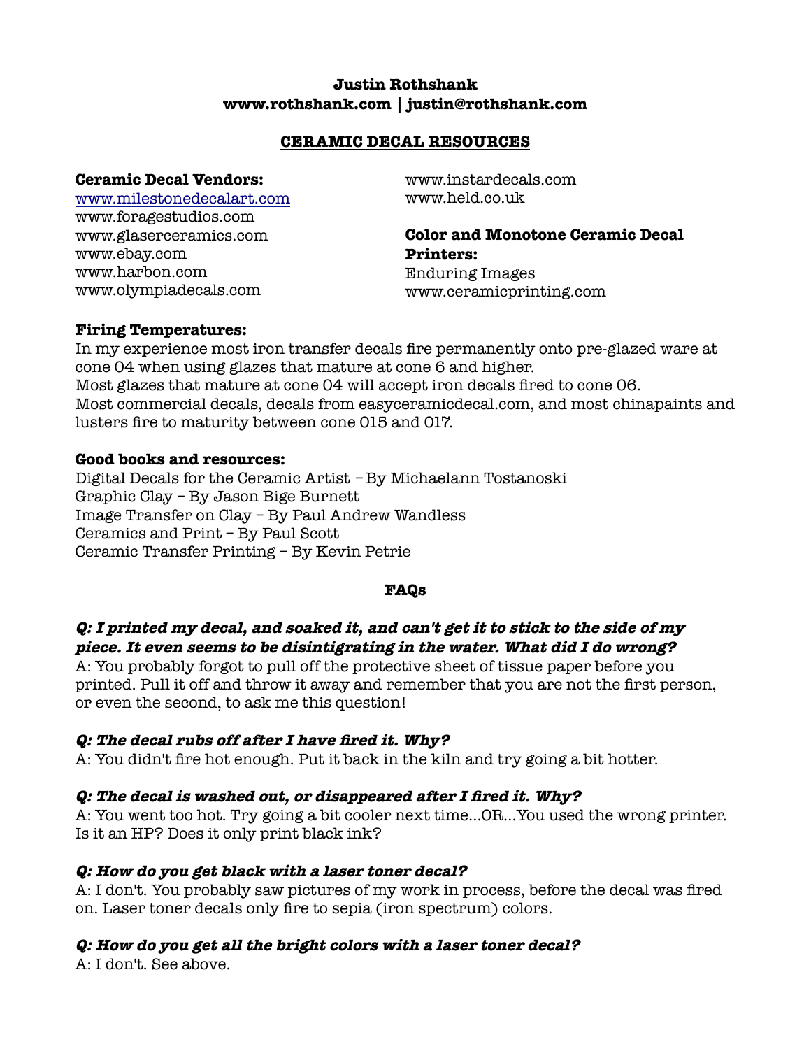**Justin Rothshank**
**www.rothshank.com | justin@rothshank.com**

## CERAMIC DECAL RESOURCES

**Ceramic Decal Vendors:**
www.milestonedecalart.com
www.foragestudios.com
www.glaserceramics.com
www.ebay.com
www.harbon.com
www.olympiadecals.com
www.instardecals.com
www.held.co.uk

**Color and Monotone Ceramic Decal Printers:**
Enduring Images
www.ceramicprinting.com

**Firing Temperatures:**
In my experience most iron transfer decals fire permanently onto pre-glazed ware at cone 04 when using glazes that mature at cone 6 and higher.
Most glazes that mature at cone 04 will accept iron decals fired to cone 06.
Most commercial decals, decals from easyceramicdecal.com, and most chinapaints and lusters fire to maturity between cone 015 and 017.

**Good books and resources:**
Digital Decals for the Ceramic Artist – By Michaelann Tostanoski
Graphic Clay – By Jason Bige Burnett
Image Transfer on Clay – By Paul Andrew Wandless
Ceramics and Print – By Paul Scott
Ceramic Transfer Printing – By Kevin Petrie

## FAQs

***Q: I printed my decal, and soaked it, and can't get it to stick to the side of my piece. It even seems to be disintigrating in the water. What did I do wrong?***
A: You probably forgot to pull off the protective sheet of tissue paper before you printed. Pull it off and throw it away and remember that you are not the first person, or even the second, to ask me this question!

***Q: The decal rubs off after I have fired it. Why?***
A: You didn't fire hot enough. Put it back in the kiln and try going a bit hotter.

***Q: The decal is washed out, or disappeared after I fired it. Why?***
A: You went too hot. Try going a bit cooler next time...OR...You used the wrong printer. Is it an HP? Does it only print black ink?

***Q: How do you get black with a laser toner decal?***
A: I don't. You probably saw pictures of my work in process, before the decal was fired on. Laser toner decals only fire to sepia (iron spectrum) colors.

***Q: How do you get all the bright colors with a laser toner decal?***
A: I don't. See above.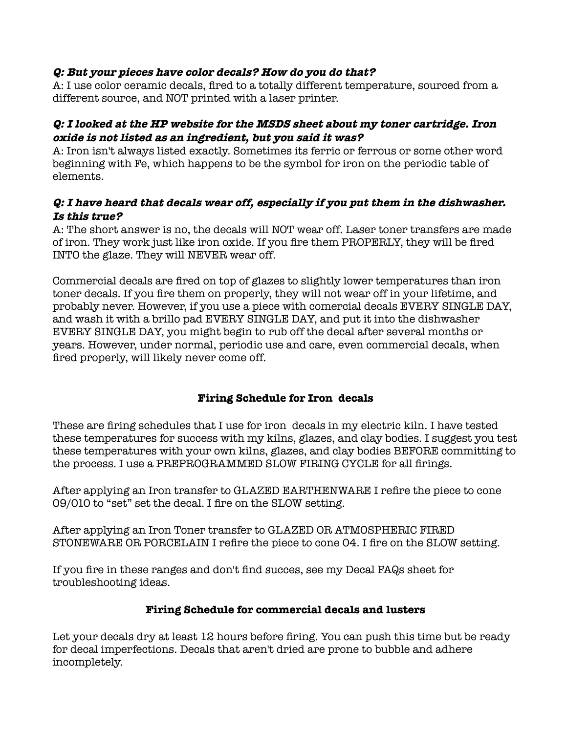***Q: But your pieces have color decals? How do you do that?***
A: I use color ceramic decals, fired to a totally different temperature, sourced from a different source, and NOT printed with a laser printer.

***Q: I looked at the HP website for the MSDS sheet about my toner cartridge. Iron oxide is not listed as an ingredient, but you said it was?***
A: Iron isn't always listed exactly. Sometimes its ferric or ferrous or some other word beginning with Fe, which happens to be the symbol for iron on the periodic table of elements.

***Q: I have heard that decals wear off, especially if you put them in the dishwasher. Is this true?***
A: The short answer is no, the decals will NOT wear off. Laser toner transfers are made of iron. They work just like iron oxide. If you fire them PROPERLY, they will be fired INTO the glaze. They will NEVER wear off.

Commercial decals are fired on top of glazes to slightly lower temperatures than iron toner decals. If you fire them on properly, they will not wear off in your lifetime, and probably never. However, if you use a piece with comercial decals EVERY SINGLE DAY, and wash it with a brillo pad EVERY SINGLE DAY, and put it into the dishwasher EVERY SINGLE DAY, you might begin to rub off the decal after several months or years. However, under normal, periodic use and care, even commercial decals, when fired properly, will likely never come off.

## Firing Schedule for Iron decals

These are firing schedules that I use for iron decals in my electric kiln. I have tested these temperatures for success with my kilns, glazes, and clay bodies. I suggest you test these temperatures with your own kilns, glazes, and clay bodies BEFORE committing to the process. I use a PREPROGRAMMED SLOW FIRING CYCLE for all firings.

After applying an Iron transfer to GLAZED EARTHENWARE I refire the piece to cone 09/010 to "set" set the decal. I fire on the SLOW setting.

After applying an Iron Toner transfer to GLAZED OR ATMOSPHERIC FIRED STONEWARE OR PORCELAIN I refire the piece to cone 04. I fire on the SLOW setting.

If you fire in these ranges and don't find succes, see my Decal FAQs sheet for troubleshooting ideas.

## Firing Schedule for commercial decals and lusters

Let your decals dry at least 12 hours before firing. You can push this time but be ready for decal imperfections. Decals that aren't dried are prone to bubble and adhere incompletely.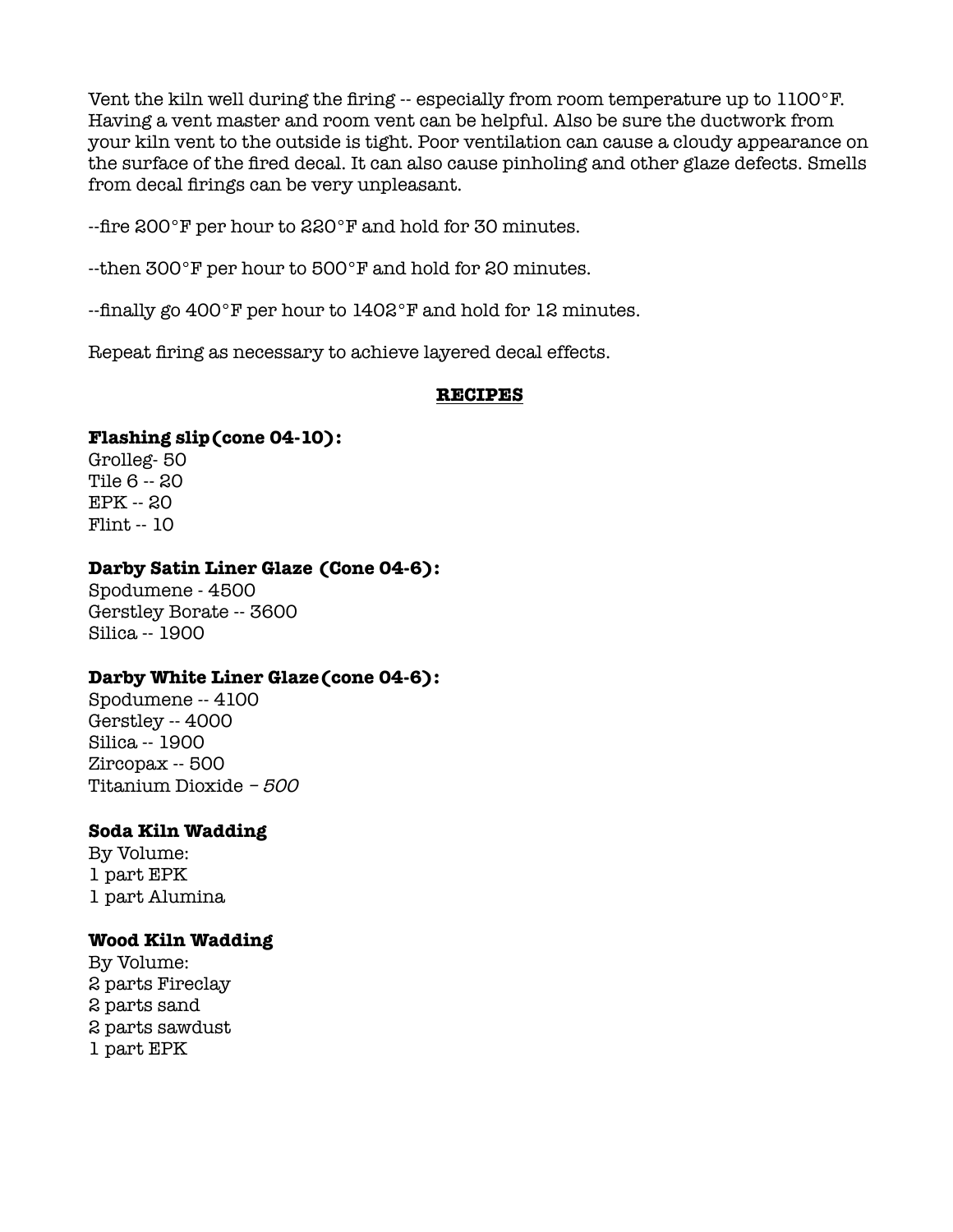Vent the kiln well during the firing -- especially from room temperature up to 1100°F. Having a vent master and room vent can be helpful. Also be sure the ductwork from your kiln vent to the outside is tight. Poor ventilation can cause a cloudy appearance on the surface of the fired decal. It can also cause pinholing and other glaze defects. Smells from decal firings can be very unpleasant.

--fire 200°F per hour to 220°F and hold for 30 minutes.

--then 300°F per hour to 500°F and hold for 20 minutes.

--finally go 400°F per hour to 1402°F and hold for 12 minutes.

Repeat firing as necessary to achieve layered decal effects.

## RECIPES

**Flashing slip (cone 04-10):**
Grolleg- 50
Tile 6 -- 20
EPK -- 20
Flint -- 10

**Darby Satin Liner Glaze (Cone 04-6):**
Spodumene - 4500
Gerstley Borate -- 3600
Silica -- 1900

**Darby White Liner Glaze (cone 04-6):**
Spodumene -- 4100
Gerstley -- 4000
Silica -- 1900
Zircopax -- 500
Titanium Dioxide – *500*

**Soda Kiln Wadding**
By Volume:
1 part EPK
1 part Alumina

**Wood Kiln Wadding**
By Volume:
2 parts Fireclay
2 parts sand
2 parts sawdust
1 part EPK